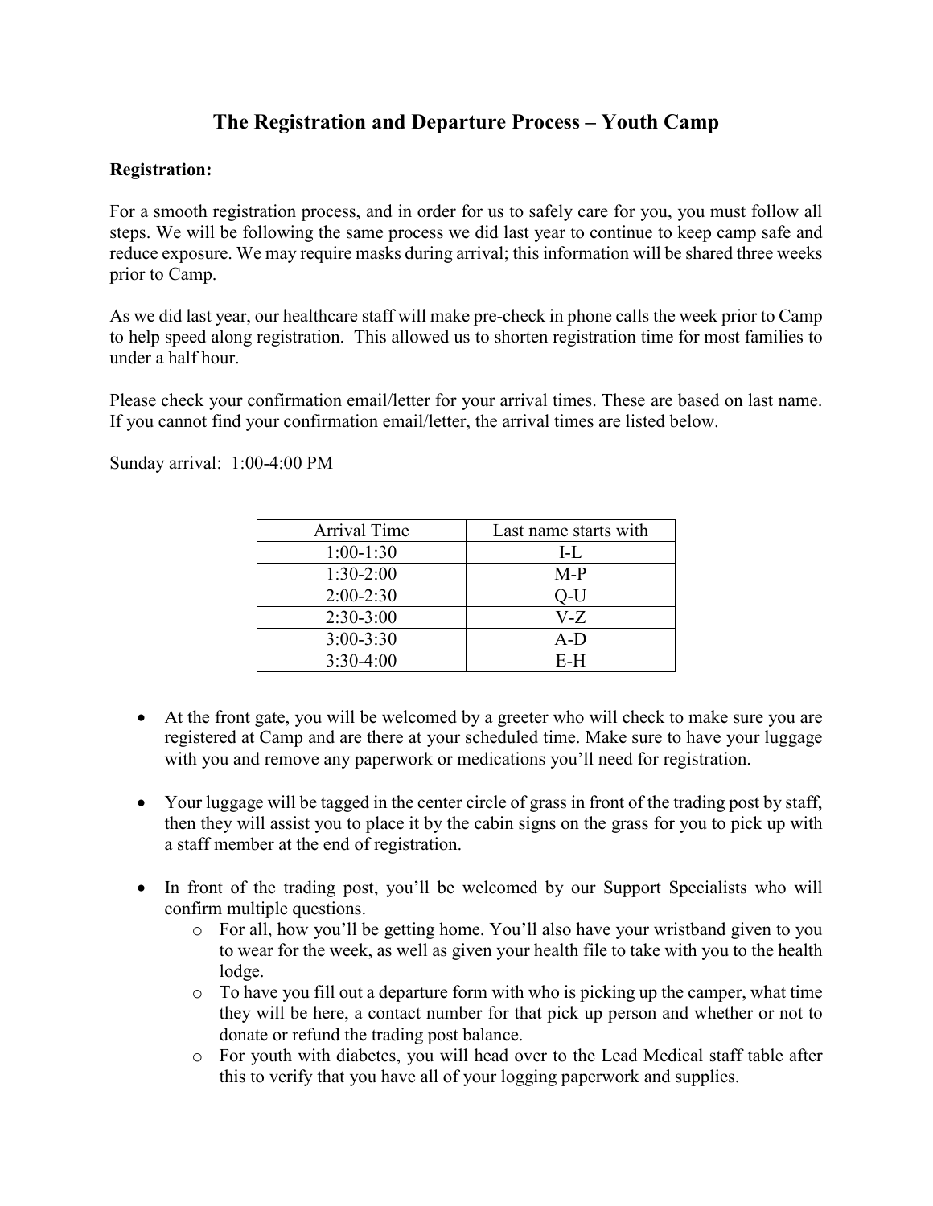# The Registration and Departure Process – Youth Camp

**Registration:**

For a smooth registration process, and in order for us to safely care for you, you must follow all steps. We will be following the same process we did last year to continue to keep camp safe and reduce exposure. We may require masks during arrival; this information will be shared three weeks prior to Camp.

As we did last year, our healthcare staff will make pre-check in phone calls the week prior to Camp to help speed along registration. This allowed us to shorten registration time for most families to under a half hour.

Please check your confirmation email/letter for your arrival times. These are based on last name. If you cannot find your confirmation email/letter, the arrival times are listed below.

Sunday arrival: 1:00-4:00 PM

| Arrival Time | Last name starts with |
| --- | --- |
| 1:00-1:30 | I-L |
| 1:30-2:00 | M-P |
| 2:00-2:30 | Q-U |
| 2:30-3:00 | V-Z |
| 3:00-3:30 | A-D |
| 3:30-4:00 | E-H |

- At the front gate, you will be welcomed by a greeter who will check to make sure you are registered at Camp and are there at your scheduled time. Make sure to have your luggage with you and remove any paperwork or medications you'll need for registration.

- Your luggage will be tagged in the center circle of grass in front of the trading post by staff, then they will assist you to place it by the cabin signs on the grass for you to pick up with a staff member at the end of registration.

- In front of the trading post, you'll be welcomed by our Support Specialists who will confirm multiple questions.
    - For all, how you'll be getting home. You'll also have your wristband given to you to wear for the week, as well as given your health file to take with you to the health lodge.
    - To have you fill out a departure form with who is picking up the camper, what time they will be here, a contact number for that pick up person and whether or not to donate or refund the trading post balance.
    - For youth with diabetes, you will head over to the Lead Medical staff table after this to verify that you have all of your logging paperwork and supplies.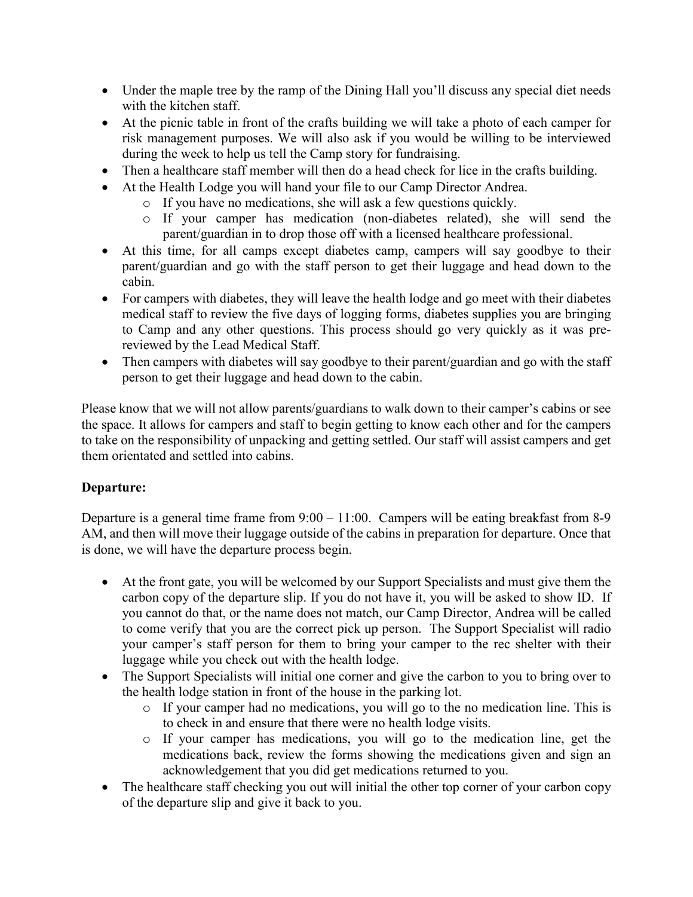- Under the maple tree by the ramp of the Dining Hall you'll discuss any special diet needs with the kitchen staff.
- At the picnic table in front of the crafts building we will take a photo of each camper for risk management purposes. We will also ask if you would be willing to be interviewed during the week to help us tell the Camp story for fundraising.
- Then a healthcare staff member will then do a head check for lice in the crafts building.
- At the Health Lodge you will hand your file to our Camp Director Andrea.
  - If you have no medications, she will ask a few questions quickly.
  - If your camper has medication (non-diabetes related), she will send the parent/guardian in to drop those off with a licensed healthcare professional.
- At this time, for all camps except diabetes camp, campers will say goodbye to their parent/guardian and go with the staff person to get their luggage and head down to the cabin.
- For campers with diabetes, they will leave the health lodge and go meet with their diabetes medical staff to review the five days of logging forms, diabetes supplies you are bringing to Camp and any other questions. This process should go very quickly as it was pre-reviewed by the Lead Medical Staff.
- Then campers with diabetes will say goodbye to their parent/guardian and go with the staff person to get their luggage and head down to the cabin.

Please know that we will not allow parents/guardians to walk down to their camper's cabins or see the space. It allows for campers and staff to begin getting to know each other and for the campers to take on the responsibility of unpacking and getting settled. Our staff will assist campers and get them orientated and settled into cabins.

**Departure:**

Departure is a general time frame from 9:00 – 11:00. Campers will be eating breakfast from 8-9 AM, and then will move their luggage outside of the cabins in preparation for departure. Once that is done, we will have the departure process begin.

- At the front gate, you will be welcomed by our Support Specialists and must give them the carbon copy of the departure slip. If you do not have it, you will be asked to show ID. If you cannot do that, or the name does not match, our Camp Director, Andrea will be called to come verify that you are the correct pick up person. The Support Specialist will radio your camper's staff person for them to bring your camper to the rec shelter with their luggage while you check out with the health lodge.
- The Support Specialists will initial one corner and give the carbon to you to bring over to the health lodge station in front of the house in the parking lot.
  - If your camper had no medications, you will go to the no medication line. This is to check in and ensure that there were no health lodge visits.
  - If your camper has medications, you will go to the medication line, get the medications back, review the forms showing the medications given and sign an acknowledgement that you did get medications returned to you.
- The healthcare staff checking you out will initial the other top corner of your carbon copy of the departure slip and give it back to you.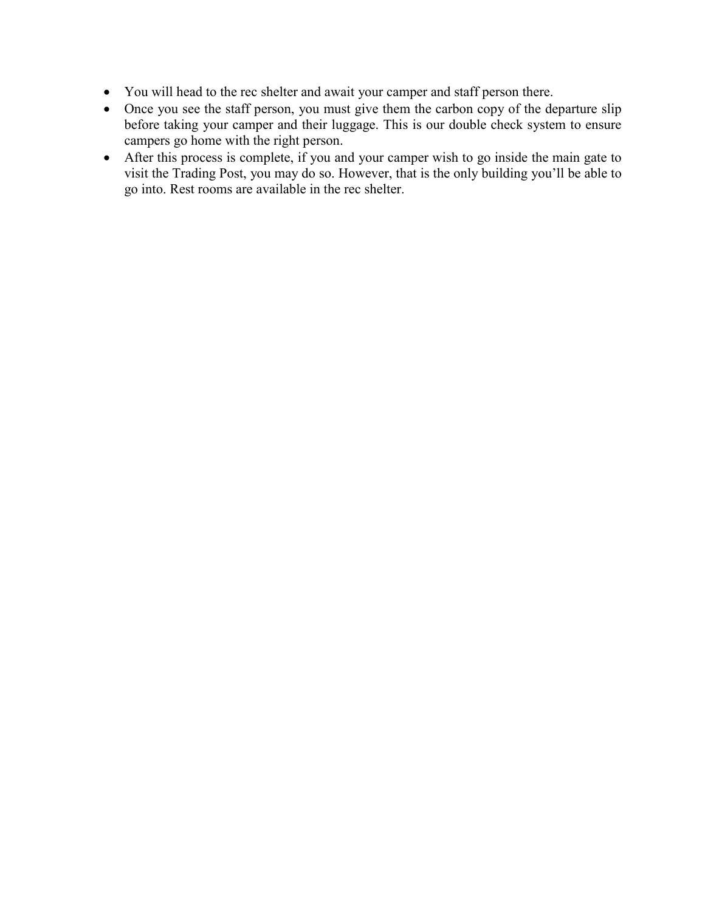- You will head to the rec shelter and await your camper and staff person there.
- Once you see the staff person, you must give them the carbon copy of the departure slip before taking your camper and their luggage. This is our double check system to ensure campers go home with the right person.
- After this process is complete, if you and your camper wish to go inside the main gate to visit the Trading Post, you may do so. However, that is the only building you'll be able to go into. Rest rooms are available in the rec shelter.